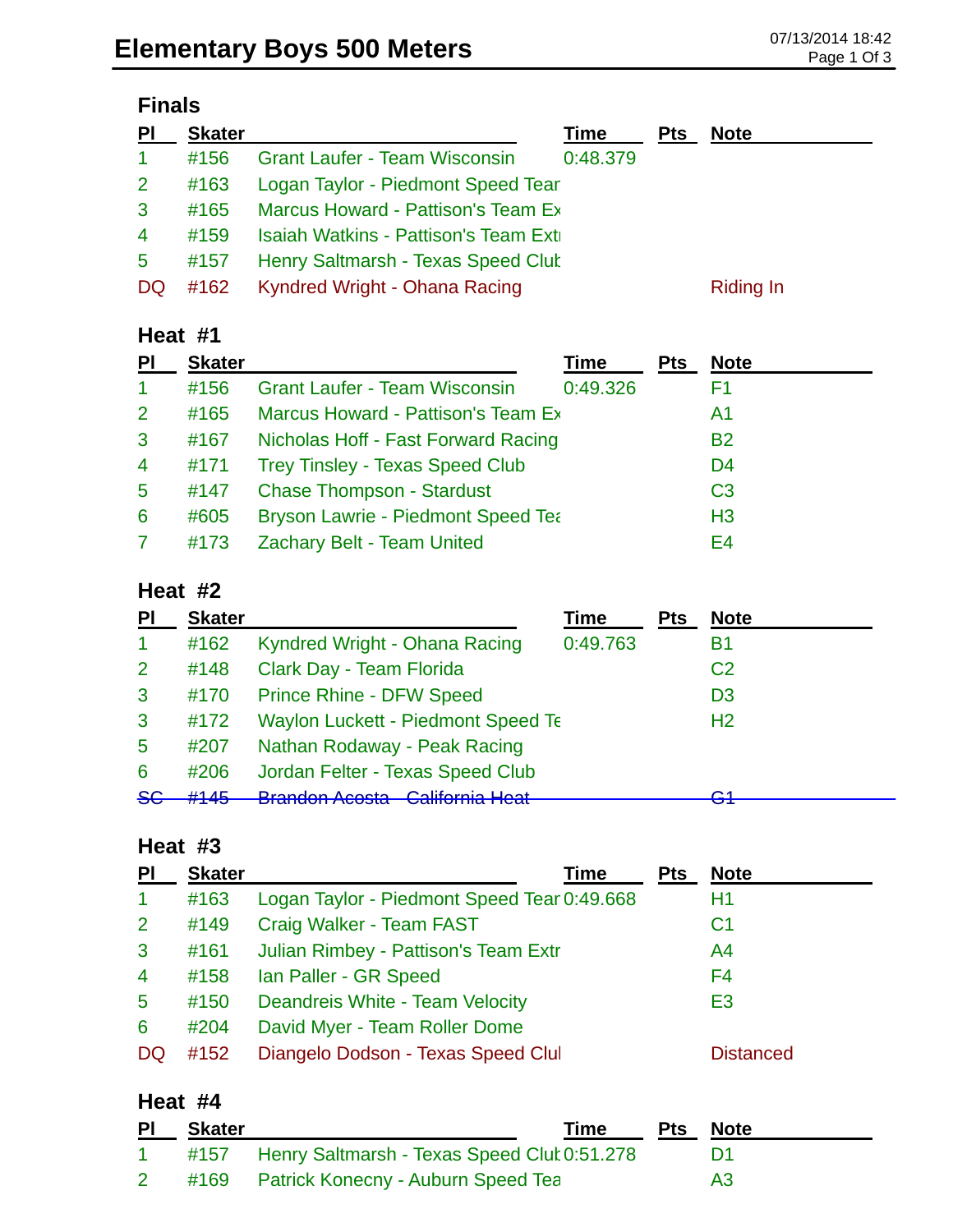# Elementary Boys 500 Meters

07/13/2014 18:42

## Finals

| Pl | Skater | | Time | Pts | Note |
|---|---|---|---|---|---|
| 1 | #156 | Grant Laufer - Team Wisconsin | 0:48.379 | | |
| 2 | #163 | Logan Taylor - Piedmont Speed Tear | | | |
| 3 | #165 | Marcus Howard - Pattison's Team Ex | | | |
| 4 | #159 | Isaiah Watkins - Pattison's Team Extr | | | |
| 5 | #157 | Henry Saltmarsh - Texas Speed Club | | | |
| DQ | #162 | Kyndred Wright - Ohana Racing | | | Riding In |

## Heat #1

| Pl | Skater | | Time | Pts | Note |
|---|---|---|---|---|---|
| 1 | #156 | Grant Laufer - Team Wisconsin | 0:49.326 | | F1 |
| 2 | #165 | Marcus Howard - Pattison's Team Ex | | | A1 |
| 3 | #167 | Nicholas Hoff - Fast Forward Racing | | | B2 |
| 4 | #171 | Trey Tinsley - Texas Speed Club | | | D4 |
| 5 | #147 | Chase Thompson - Stardust | | | C3 |
| 6 | #605 | Bryson Lawrie - Piedmont Speed Tea | | | H3 |
| 7 | #173 | Zachary Belt - Team United | | | E4 |

## Heat #2

| Pl | Skater | | Time | Pts | Note |
|---|---|---|---|---|---|
| 1 | #162 | Kyndred Wright - Ohana Racing | 0:49.763 | | B1 |
| 2 | #148 | Clark Day - Team Florida | | | C2 |
| 3 | #170 | Prince Rhine - DFW Speed | | | D3 |
| 3 | #172 | Waylon Luckett - Piedmont Speed Te | | | H2 |
| 5 | #207 | Nathan Rodaway - Peak Racing | | | |
| 6 | #206 | Jordan Felter - Texas Speed Club | | | |
| ~~SC~~ | ~~#145~~ | ~~Brandon Acosta - California Heat~~ | | | ~~G1~~ |

## Heat #3

| Pl | Skater | | Time | Pts | Note |
|---|---|---|---|---|---|
| 1 | #163 | Logan Taylor - Piedmont Speed Tear | 0:49.668 | | H1 |
| 2 | #149 | Craig Walker - Team FAST | | | C1 |
| 3 | #161 | Julian Rimbey - Pattison's Team Extr | | | A4 |
| 4 | #158 | Ian Paller - GR Speed | | | F4 |
| 5 | #150 | Deandreis White - Team Velocity | | | E3 |
| 6 | #204 | David Myer - Team Roller Dome | | | |
| DQ | #152 | Diangelo Dodson - Texas Speed Clul | | | Distanced |

## Heat #4

| Pl | Skater | | Time | Pts | Note |
|---|---|---|---|---|---|
| 1 | #157 | Henry Saltmarsh - Texas Speed Club | 0:51.278 | | D1 |
| 2 | #169 | Patrick Konecny - Auburn Speed Tea | | | A3 |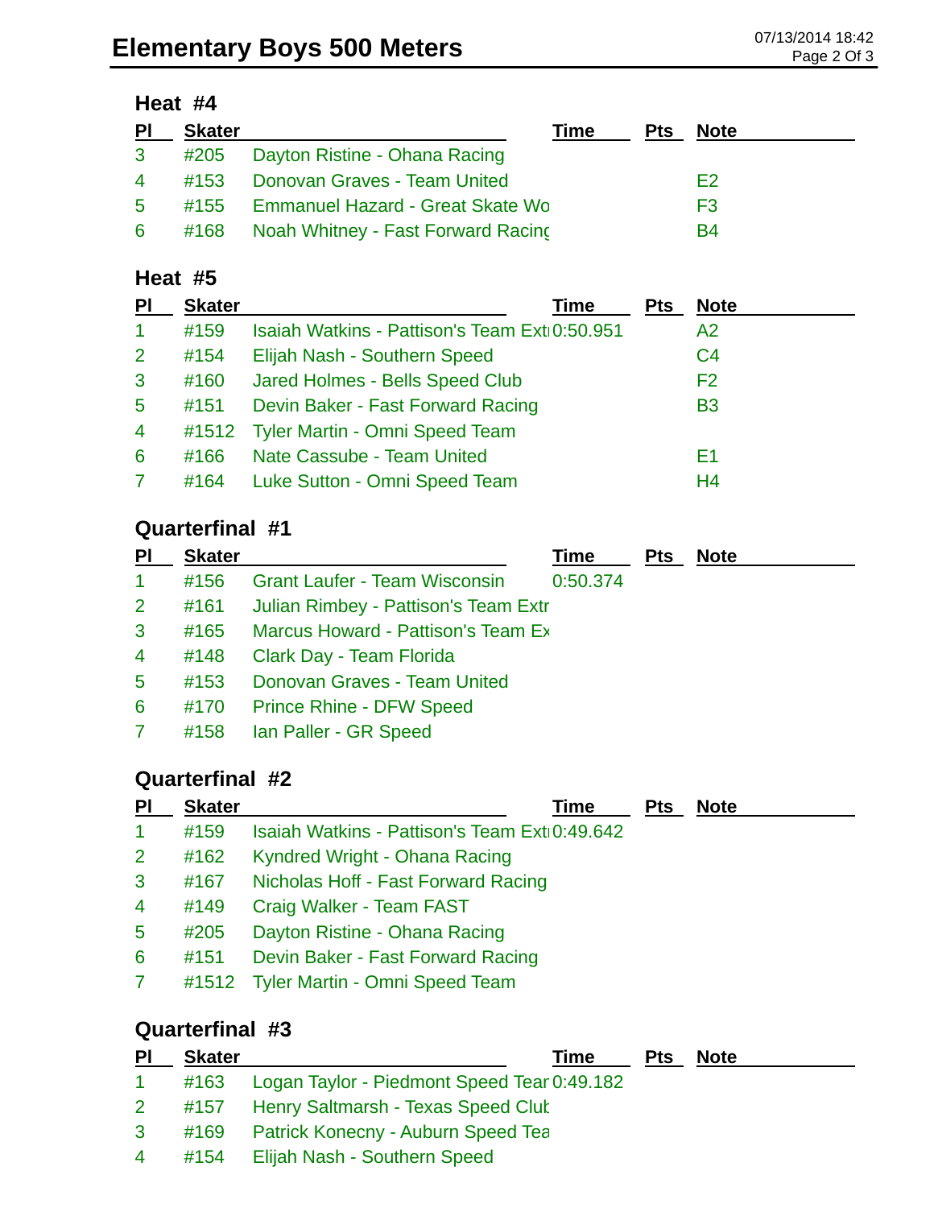# Elementary Boys 500 Meters

### Heat #4

| Pl | Skater | | Time | Pts | Note |
|---|---|---|---|---|---|
| 3 | #205 | Dayton Ristine - Ohana Racing | | | |
| 4 | #153 | Donovan Graves - Team United | | | E2 |
| 5 | #155 | Emmanuel Hazard - Great Skate Wo | | | F3 |
| 6 | #168 | Noah Whitney - Fast Forward Racing | | | B4 |

### Heat #5

| Pl | Skater | | Time | Pts | Note |
|---|---|---|---|---|---|
| 1 | #159 | Isaiah Watkins - Pattison's Team Ext | 0:50.951 | | A2 |
| 2 | #154 | Elijah Nash - Southern Speed | | | C4 |
| 3 | #160 | Jared Holmes - Bells Speed Club | | | F2 |
| 5 | #151 | Devin Baker - Fast Forward Racing | | | B3 |
| 4 | #1512 | Tyler Martin - Omni Speed Team | | | |
| 6 | #166 | Nate Cassube - Team United | | | E1 |
| 7 | #164 | Luke Sutton - Omni Speed Team | | | H4 |

### Quarterfinal #1

| Pl | Skater | | Time | Pts | Note |
|---|---|---|---|---|---|
| 1 | #156 | Grant Laufer - Team Wisconsin | 0:50.374 | | |
| 2 | #161 | Julian Rimbey - Pattison's Team Extr | | | |
| 3 | #165 | Marcus Howard - Pattison's Team Ex | | | |
| 4 | #148 | Clark Day - Team Florida | | | |
| 5 | #153 | Donovan Graves - Team United | | | |
| 6 | #170 | Prince Rhine - DFW Speed | | | |
| 7 | #158 | Ian Paller - GR Speed | | | |

### Quarterfinal #2

| Pl | Skater | | Time | Pts | Note |
|---|---|---|---|---|---|
| 1 | #159 | Isaiah Watkins - Pattison's Team Ext | 0:49.642 | | |
| 2 | #162 | Kyndred Wright - Ohana Racing | | | |
| 3 | #167 | Nicholas Hoff - Fast Forward Racing | | | |
| 4 | #149 | Craig Walker - Team FAST | | | |
| 5 | #205 | Dayton Ristine - Ohana Racing | | | |
| 6 | #151 | Devin Baker - Fast Forward Racing | | | |
| 7 | #1512 | Tyler Martin - Omni Speed Team | | | |

### Quarterfinal #3

| Pl | Skater | | Time | Pts | Note |
|---|---|---|---|---|---|
| 1 | #163 | Logan Taylor - Piedmont Speed Tear | 0:49.182 | | |
| 2 | #157 | Henry Saltmarsh - Texas Speed Club | | | |
| 3 | #169 | Patrick Konecny - Auburn Speed Tea | | | |
| 4 | #154 | Elijah Nash - Southern Speed | | | |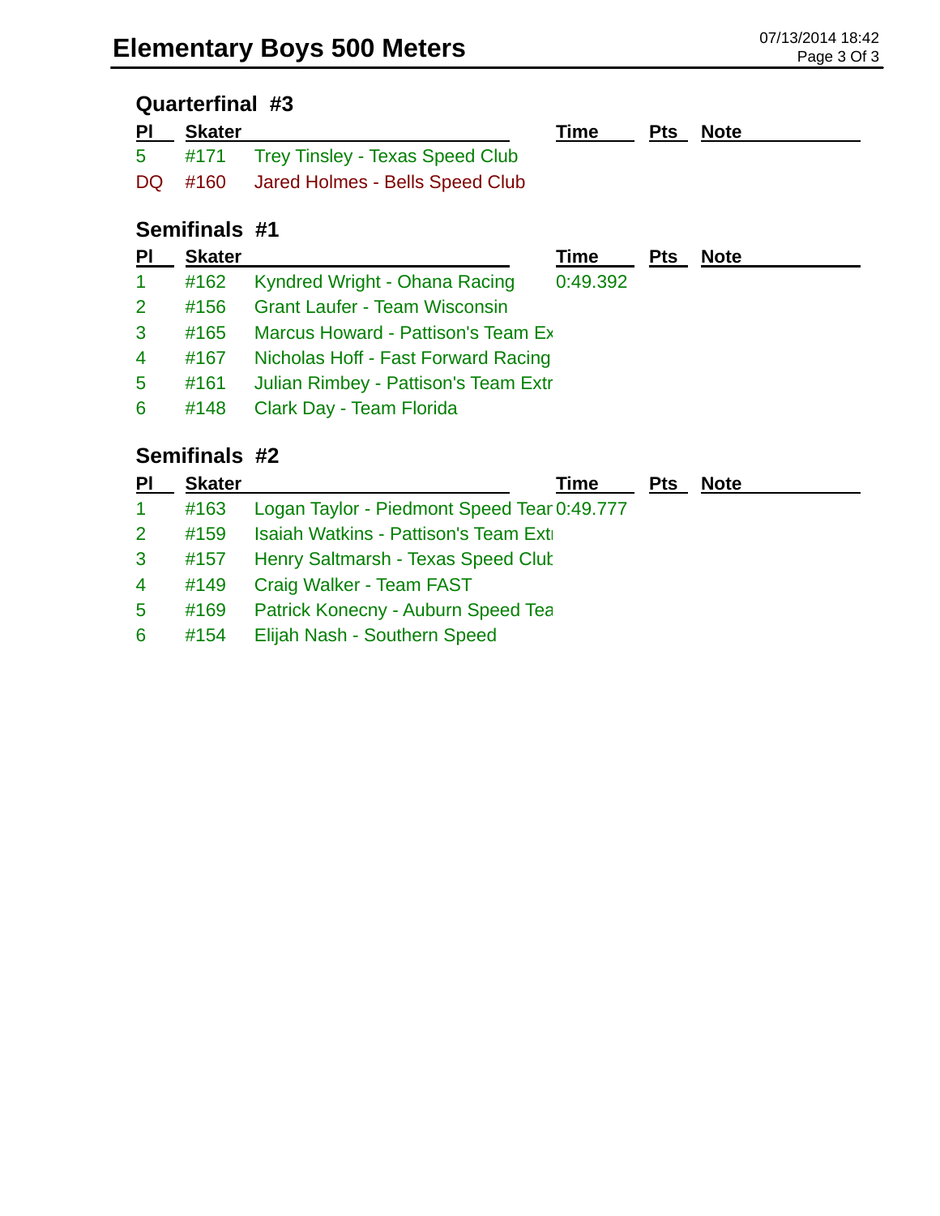# Elementary Boys 500 Meters

## Quarterfinal #3

| Pl | Skater | | Time | Pts | Note |
|---|---|---|---|---|---|
| 5 | #171 | Trey Tinsley - Texas Speed Club | | | |
| DQ | #160 | Jared Holmes - Bells Speed Club | | | |

## Semifinals #1

| Pl | Skater | | Time | Pts | Note |
|---|---|---|---|---|---|
| 1 | #162 | Kyndred Wright - Ohana Racing | 0:49.392 | | |
| 2 | #156 | Grant Laufer - Team Wisconsin | | | |
| 3 | #165 | Marcus Howard - Pattison's Team Ex | | | |
| 4 | #167 | Nicholas Hoff - Fast Forward Racing | | | |
| 5 | #161 | Julian Rimbey - Pattison's Team Extr | | | |
| 6 | #148 | Clark Day - Team Florida | | | |

## Semifinals #2

| Pl | Skater | | Time | Pts | Note |
|---|---|---|---|---|---|
| 1 | #163 | Logan Taylor - Piedmont Speed Tear | 0:49.777 | | |
| 2 | #159 | Isaiah Watkins - Pattison's Team Ext | | | |
| 3 | #157 | Henry Saltmarsh - Texas Speed Club | | | |
| 4 | #149 | Craig Walker - Team FAST | | | |
| 5 | #169 | Patrick Konecny - Auburn Speed Tea | | | |
| 6 | #154 | Elijah Nash - Southern Speed | | | |